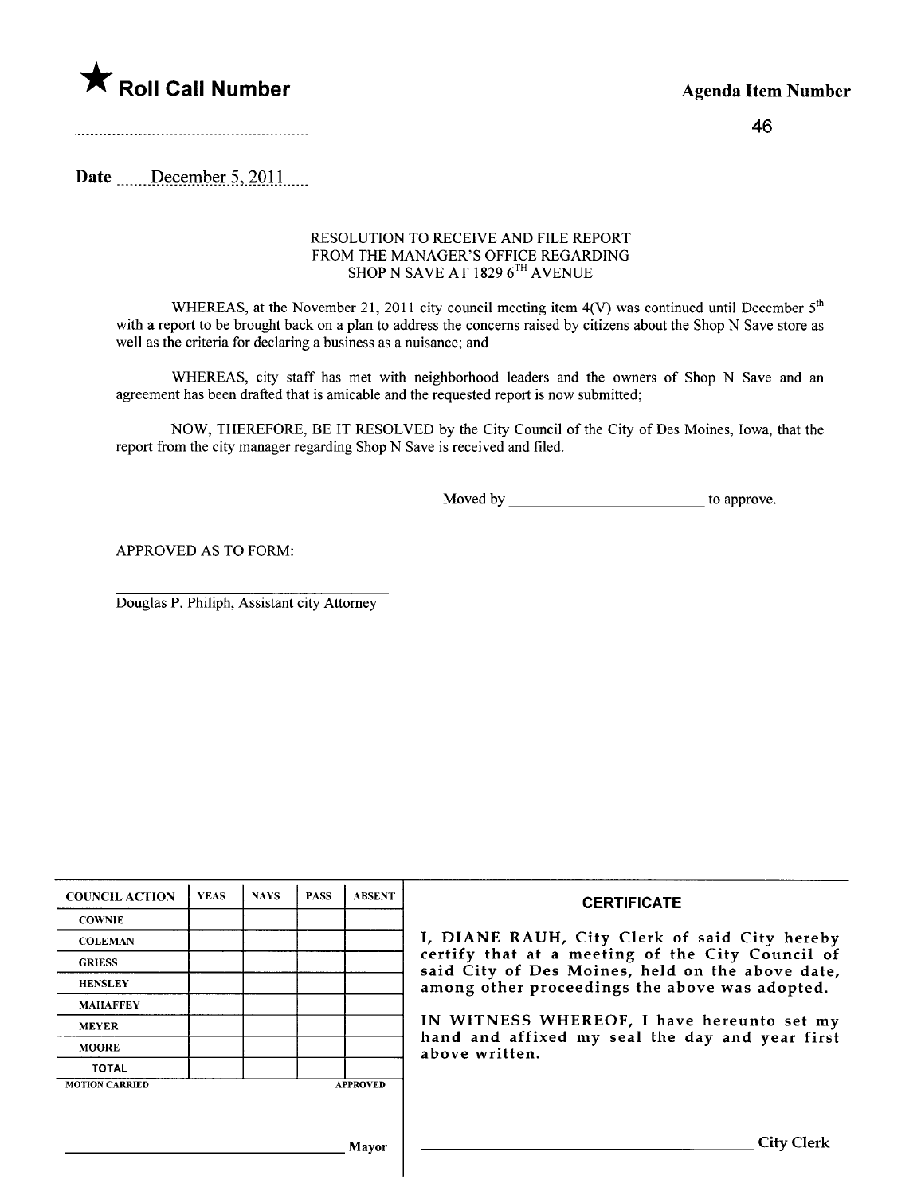★ **Roll Call Number**

..........................................................

**Agenda Item Number**

46

**Date** ......December 5, 2011......

RESOLUTION TO RECEIVE AND FILE REPORT
FROM THE MANAGER'S OFFICE REGARDING
SHOP N SAVE AT 1829 6TH AVENUE

WHEREAS, at the November 21, 2011 city council meeting item 4(V) was continued until December 5th with a report to be brought back on a plan to address the concerns raised by citizens about the Shop N Save store as well as the criteria for declaring a business as a nuisance; and

WHEREAS, city staff has met with neighborhood leaders and the owners of Shop N Save and an agreement has been drafted that is amicable and the requested report is now submitted;

NOW, THEREFORE, BE IT RESOLVED by the City Council of the City of Des Moines, Iowa, that the report from the city manager regarding Shop N Save is received and filed.

Moved by \_\_\_\_\_\_\_\_\_\_\_\_\_\_\_\_\_\_\_\_\_\_\_\_ to approve.

APPROVED AS TO FORM:

\_\_\_\_\_\_\_\_\_\_\_\_\_\_\_\_\_\_\_\_\_\_\_\_\_\_\_\_\_\_\_\_\_\_\_\_

Douglas P. Philiph, Assistant city Attorney

| COUNCIL ACTION | YEAS | NAYS | PASS | ABSENT |
|---|---|---|---|---|
| COWNIE | | | | |
| COLEMAN | | | | |
| GRIESS | | | | |
| HENSLEY | | | | |
| MAHAFFEY | | | | |
| MEYER | | | | |
| MOORE | | | | |
| TOTAL | | | | |
| MOTION CARRIED | | | | APPROVED |

\_\_\_\_\_\_\_\_\_\_\_\_\_\_\_\_\_\_\_\_\_\_\_\_\_\_\_\_\_\_ Mayor

**CERTIFICATE**

I, DIANE RAUH, City Clerk of said City hereby certify that at a meeting of the City Council of said City of Des Moines, held on the above date, among other proceedings the above was adopted.

IN WITNESS WHEREOF, I have hereunto set my hand and affixed my seal the day and year first above written.

\_\_\_\_\_\_\_\_\_\_\_\_\_\_\_\_\_\_\_\_\_\_\_\_\_\_\_\_\_\_ City Clerk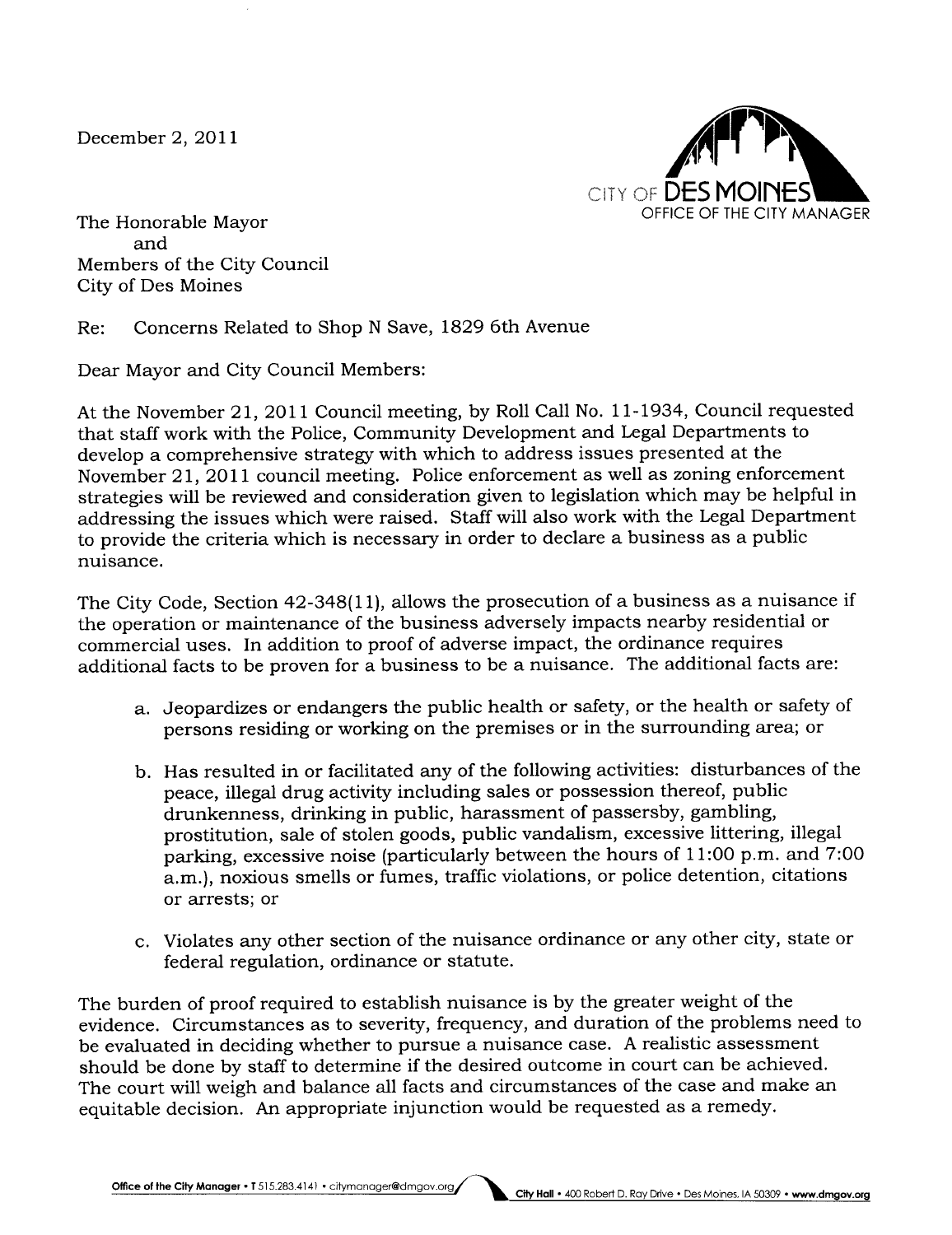December 2, 2011

CITY OF DES MOINES
OFFICE OF THE CITY MANAGER

The Honorable Mayor
and
Members of the City Council
City of Des Moines

Re: Concerns Related to Shop N Save, 1829 6th Avenue

Dear Mayor and City Council Members:

At the November 21, 2011 Council meeting, by Roll Call No. 11-1934, Council requested that staff work with the Police, Community Development and Legal Departments to develop a comprehensive strategy with which to address issues presented at the November 21, 2011 council meeting. Police enforcement as well as zoning enforcement strategies will be reviewed and consideration given to legislation which may be helpful in addressing the issues which were raised. Staff will also work with the Legal Department to provide the criteria which is necessary in order to declare a business as a public nuisance.

The City Code, Section 42-348(11), allows the prosecution of a business as a nuisance if the operation or maintenance of the business adversely impacts nearby residential or commercial uses. In addition to proof of adverse impact, the ordinance requires additional facts to be proven for a business to be a nuisance. The additional facts are:

a. Jeopardizes or endangers the public health or safety, or the health or safety of persons residing or working on the premises or in the surrounding area; or

b. Has resulted in or facilitated any of the following activities: disturbances of the peace, illegal drug activity including sales or possession thereof, public drunkenness, drinking in public, harassment of passersby, gambling, prostitution, sale of stolen goods, public vandalism, excessive littering, illegal parking, excessive noise (particularly between the hours of 11:00 p.m. and 7:00 a.m.), noxious smells or fumes, traffic violations, or police detention, citations or arrests; or

c. Violates any other section of the nuisance ordinance or any other city, state or federal regulation, ordinance or statute.

The burden of proof required to establish nuisance is by the greater weight of the evidence. Circumstances as to severity, frequency, and duration of the problems need to be evaluated in deciding whether to pursue a nuisance case. A realistic assessment should be done by staff to determine if the desired outcome in court can be achieved. The court will weigh and balance all facts and circumstances of the case and make an equitable decision. An appropriate injunction would be requested as a remedy.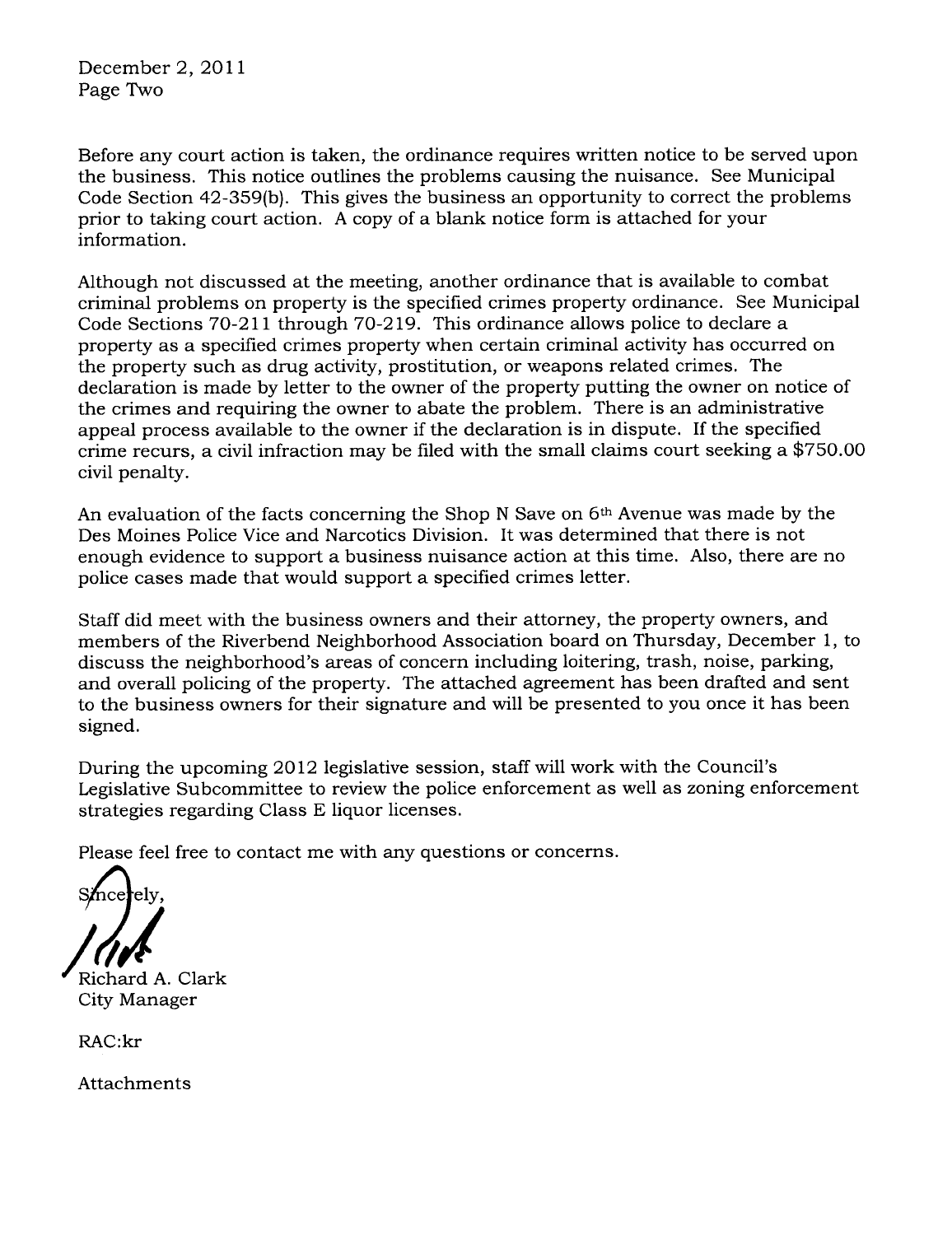Before any court action is taken, the ordinance requires written notice to be served upon the business. This notice outlines the problems causing the nuisance. See Municipal Code Section 42-359(b). This gives the business an opportunity to correct the problems prior to taking court action. A copy of a blank notice form is attached for your information.

Although not discussed at the meeting, another ordinance that is available to combat criminal problems on property is the specified crimes property ordinance. See Municipal Code Sections 70-211 through 70-219. This ordinance allows police to declare a property as a specified crimes property when certain criminal activity has occurred on the property such as drug activity, prostitution, or weapons related crimes. The declaration is made by letter to the owner of the property putting the owner on notice of the crimes and requiring the owner to abate the problem. There is an administrative appeal process available to the owner if the declaration is in dispute. If the specified crime recurs, a civil infraction may be filed with the small claims court seeking a $750.00 civil penalty.

An evaluation of the facts concerning the Shop N Save on 6th Avenue was made by the Des Moines Police Vice and Narcotics Division. It was determined that there is not enough evidence to support a business nuisance action at this time. Also, there are no police cases made that would support a specified crimes letter.

Staff did meet with the business owners and their attorney, the property owners, and members of the Riverbend Neighborhood Association board on Thursday, December 1, to discuss the neighborhood's areas of concern including loitering, trash, noise, parking, and overall policing of the property. The attached agreement has been drafted and sent to the business owners for their signature and will be presented to you once it has been signed.

During the upcoming 2012 legislative session, staff will work with the Council's Legislative Subcommittee to review the police enforcement as well as zoning enforcement strategies regarding Class E liquor licenses.

Please feel free to contact me with any questions or concerns.

Sincerely,

Richard A. Clark
City Manager

RAC:kr

Attachments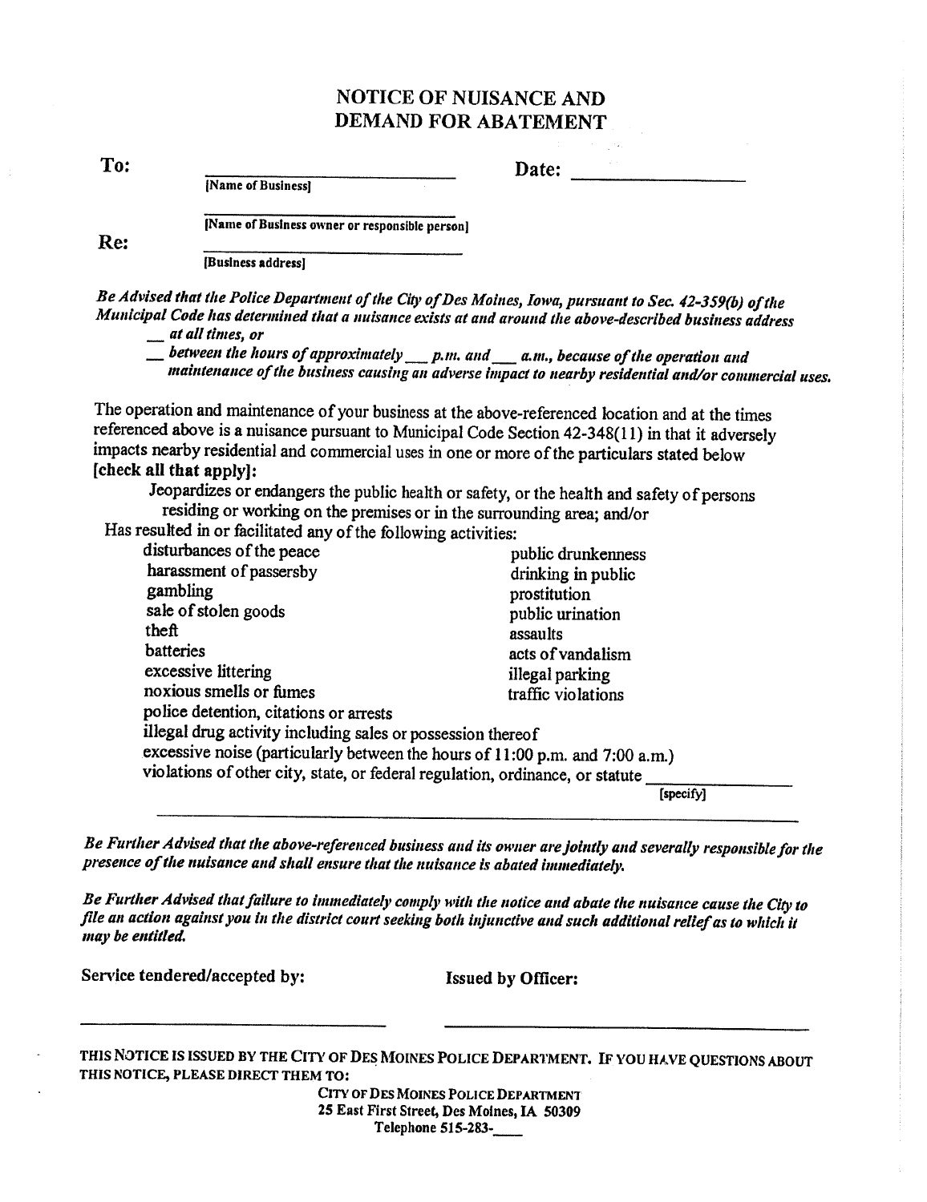# NOTICE OF NUISANCE AND DEMAND FOR ABATEMENT

**To:** ____________________ **Date:** ____________________
[Name of Business]

____________________
[Name of Business owner or responsible person]

**Re:** ____________________
[Business address]

*Be Advised that the Police Department of the City of Des Moines, Iowa, pursuant to Sec. 42-359(b) of the Municipal Code has determined that a nuisance exists at and around the above-described business address*

__ *at all times, or*

__ *between the hours of approximately* ___ *p.m. and* ___ *a.m., because of the operation and maintenance of the business causing an adverse impact to nearby residential and/or commercial uses.*

The operation and maintenance of your business at the above-referenced location and at the times referenced above is a nuisance pursuant to Municipal Code Section 42-348(11) in that it adversely impacts nearby residential and commercial uses in one or more of the particulars stated below **[check all that apply]:**

Jeopardizes or endangers the public health or safety, or the health and safety of persons residing or working on the premises or in the surrounding area; and/or

Has resulted in or facilitated any of the following activities:

- disturbances of the peace
- harassment of passersby
- gambling
- sale of stolen goods
- theft
- batteries
- excessive littering
- noxious smells or fumes
- public drunkenness
- drinking in public
- prostitution
- public urination
- assaults
- acts of vandalism
- illegal parking
- traffic violations
- police detention, citations or arrests
- illegal drug activity including sales or possession thereof
- excessive noise (particularly between the hours of 11:00 p.m. and 7:00 a.m.)
- violations of other city, state, or federal regulation, ordinance, or statute ____________ [specify]

____________________________________________________________

*Be Further Advised that the above-referenced business and its owner are jointly and severally responsible for the presence of the nuisance and shall ensure that the nuisance is abated immediately.*

*Be Further Advised that failure to immediately comply with the notice and abate the nuisance cause the City to file an action against you in the district court seeking both injunctive and such additional relief as to which it may be entitled.*

**Service tendered/accepted by:** **Issued by Officer:**

____________________ ____________________

THIS NOTICE IS ISSUED BY THE CITY OF DES MOINES POLICE DEPARTMENT. IF YOU HAVE QUESTIONS ABOUT THIS NOTICE, PLEASE DIRECT THEM TO:

CITY OF DES MOINES POLICE DEPARTMENT
25 East First Street, Des Moines, IA 50309
Telephone 515-283-____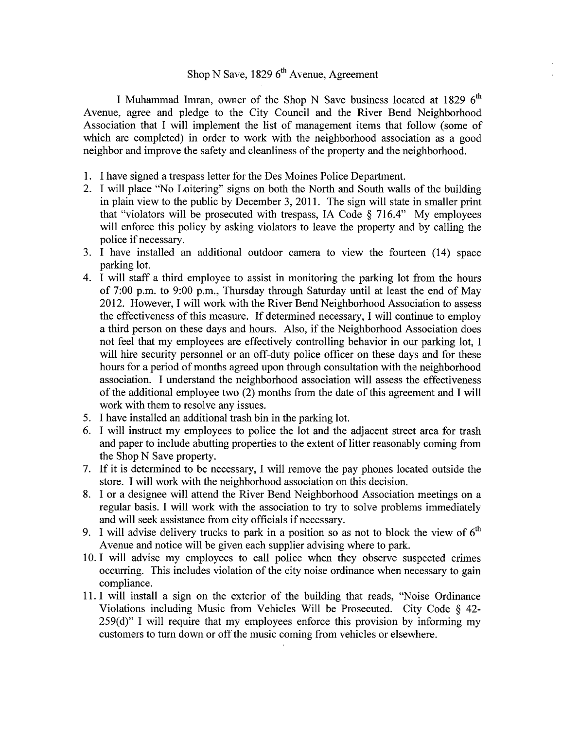# Shop N Save, 1829 6th Avenue, Agreement

I Muhammad Imran, owner of the Shop N Save business located at 1829 6th Avenue, agree and pledge to the City Council and the River Bend Neighborhood Association that I will implement the list of management items that follow (some of which are completed) in order to work with the neighborhood association as a good neighbor and improve the safety and cleanliness of the property and the neighborhood.

1. I have signed a trespass letter for the Des Moines Police Department.
2. I will place "No Loitering" signs on both the North and South walls of the building in plain view to the public by December 3, 2011. The sign will state in smaller print that "violators will be prosecuted with trespass, IA Code § 716.4" My employees will enforce this policy by asking violators to leave the property and by calling the police if necessary.
3. I have installed an additional outdoor camera to view the fourteen (14) space parking lot.
4. I will staff a third employee to assist in monitoring the parking lot from the hours of 7:00 p.m. to 9:00 p.m., Thursday through Saturday until at least the end of May 2012. However, I will work with the River Bend Neighborhood Association to assess the effectiveness of this measure. If determined necessary, I will continue to employ a third person on these days and hours. Also, if the Neighborhood Association does not feel that my employees are effectively controlling behavior in our parking lot, I will hire security personnel or an off-duty police officer on these days and for these hours for a period of months agreed upon through consultation with the neighborhood association. I understand the neighborhood association will assess the effectiveness of the additional employee two (2) months from the date of this agreement and I will work with them to resolve any issues.
5. I have installed an additional trash bin in the parking lot.
6. I will instruct my employees to police the lot and the adjacent street area for trash and paper to include abutting properties to the extent of litter reasonably coming from the Shop N Save property.
7. If it is determined to be necessary, I will remove the pay phones located outside the store. I will work with the neighborhood association on this decision.
8. I or a designee will attend the River Bend Neighborhood Association meetings on a regular basis. I will work with the association to try to solve problems immediately and will seek assistance from city officials if necessary.
9. I will advise delivery trucks to park in a position so as not to block the view of 6th Avenue and notice will be given each supplier advising where to park.
10. I will advise my employees to call police when they observe suspected crimes occurring. This includes violation of the city noise ordinance when necessary to gain compliance.
11. I will install a sign on the exterior of the building that reads, "Noise Ordinance Violations including Music from Vehicles Will be Prosecuted. City Code § 42-259(d)" I will require that my employees enforce this provision by informing my customers to turn down or off the music coming from vehicles or elsewhere.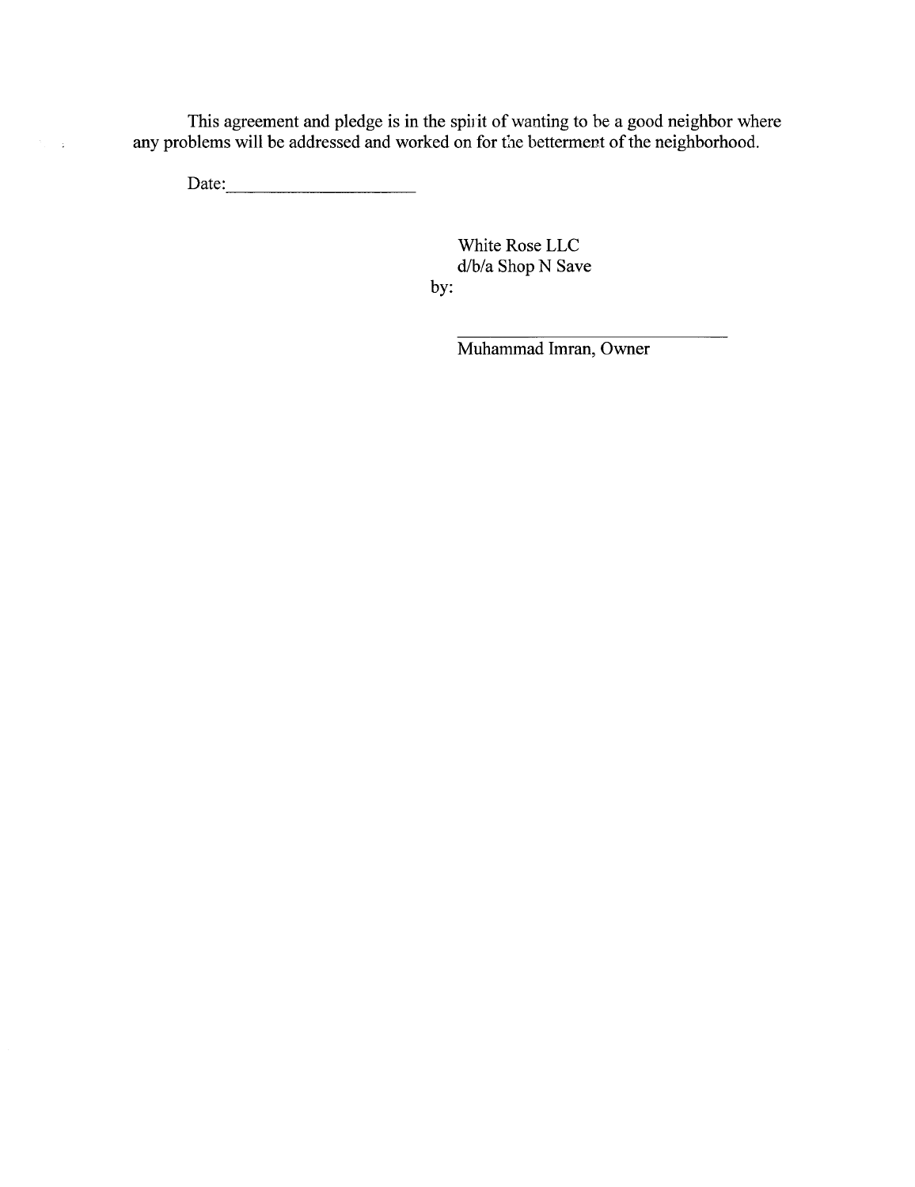This agreement and pledge is in the spirit of wanting to be a good neighbor where any problems will be addressed and worked on for the betterment of the neighborhood.

Date:____________________

White Rose LLC
d/b/a Shop N Save
by:

____________________________
Muhammad Imran, Owner